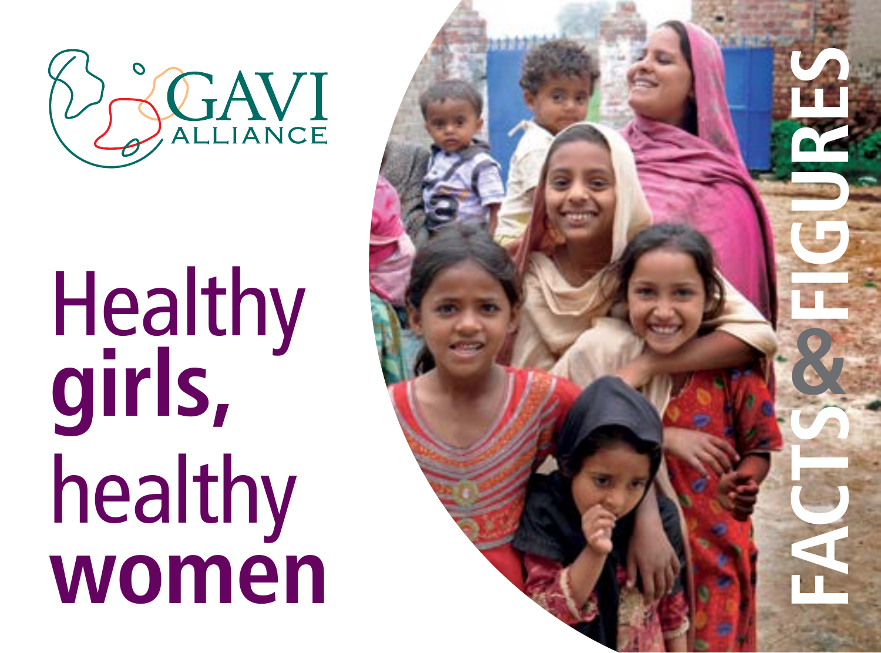GAVI ALLIANCE

# Healthy **girls,** healthy **women**

FACTS & FIGURES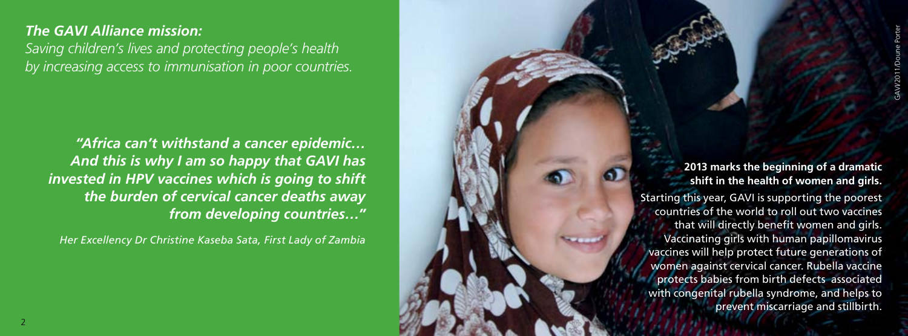***The GAVI Alliance mission:***

*Saving children's lives and protecting people's health by increasing access to immunisation in poor countries.*

***"Africa can't withstand a cancer epidemic… And this is why I am so happy that GAVI has invested in HPV vaccines which is going to shift the burden of cervical cancer deaths away from developing countries…"***

*Her Excellency Dr Christine Kaseba Sata, First Lady of Zambia*

GAVI/2011/Doune Porter

**2013 marks the beginning of a dramatic shift in the health of women and girls.**

Starting this year, GAVI is supporting the poorest countries of the world to roll out two vaccines that will directly benefit women and girls. Vaccinating girls with human papillomavirus vaccines will help protect future generations of women against cervical cancer. Rubella vaccine protects babies from birth defects associated with congenital rubella syndrome, and helps to prevent miscarriage and stillbirth.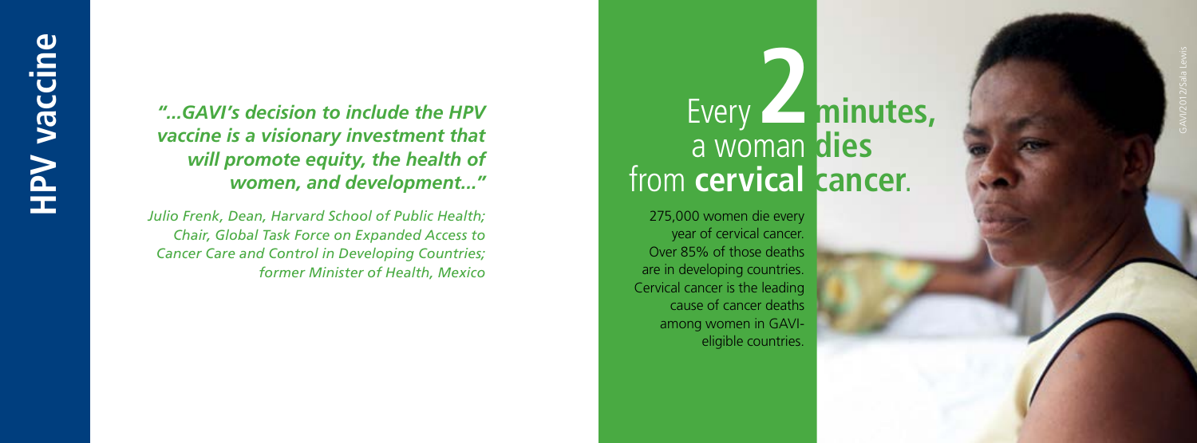# HPV vaccine

*"...GAVI's decision to include the HPV vaccine is a visionary investment that will promote equity, the health of women, and development..."*

*Julio Frenk, Dean, Harvard School of Public Health; Chair, Global Task Force on Expanded Access to Cancer Care and Control in Developing Countries; former Minister of Health, Mexico*

## Every **2** minutes, a woman **dies** from **cervical cancer**.

275,000 women die every year of cervical cancer. Over 85% of those deaths are in developing countries. Cervical cancer is the leading cause of cancer deaths among women in GAVI-eligible countries.

GAVI/2012/Sala Lewis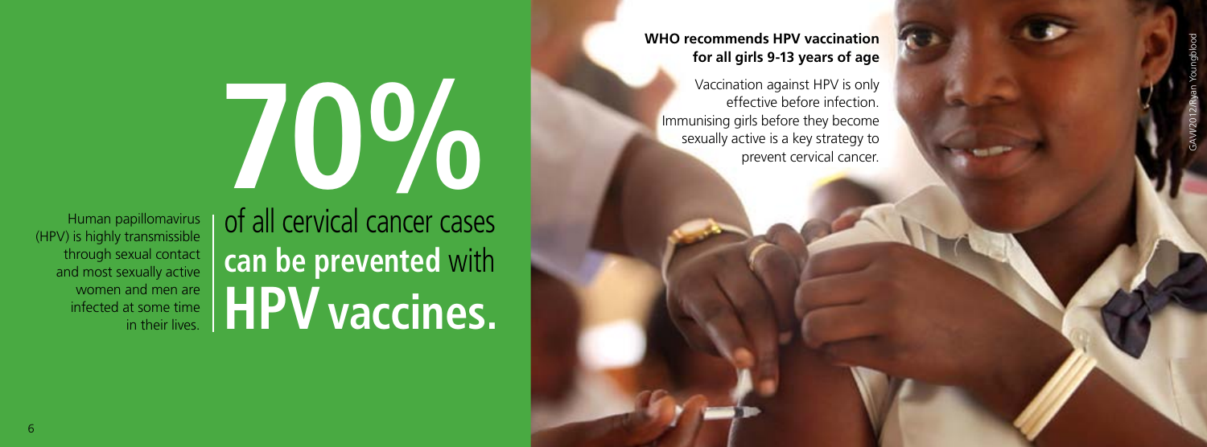Human papillomavirus (HPV) is highly transmissible through sexual contact and most sexually active women and men are infected at some time in their lives.

# 70%

of all cervical cancer cases **can be prevented** with **HPV vaccines.**

**WHO recommends HPV vaccination for all girls 9-13 years of age**

Vaccination against HPV is only effective before infection. Immunising girls before they become sexually active is a key strategy to prevent cervical cancer.

GAVI/2012/Ryan Youngblood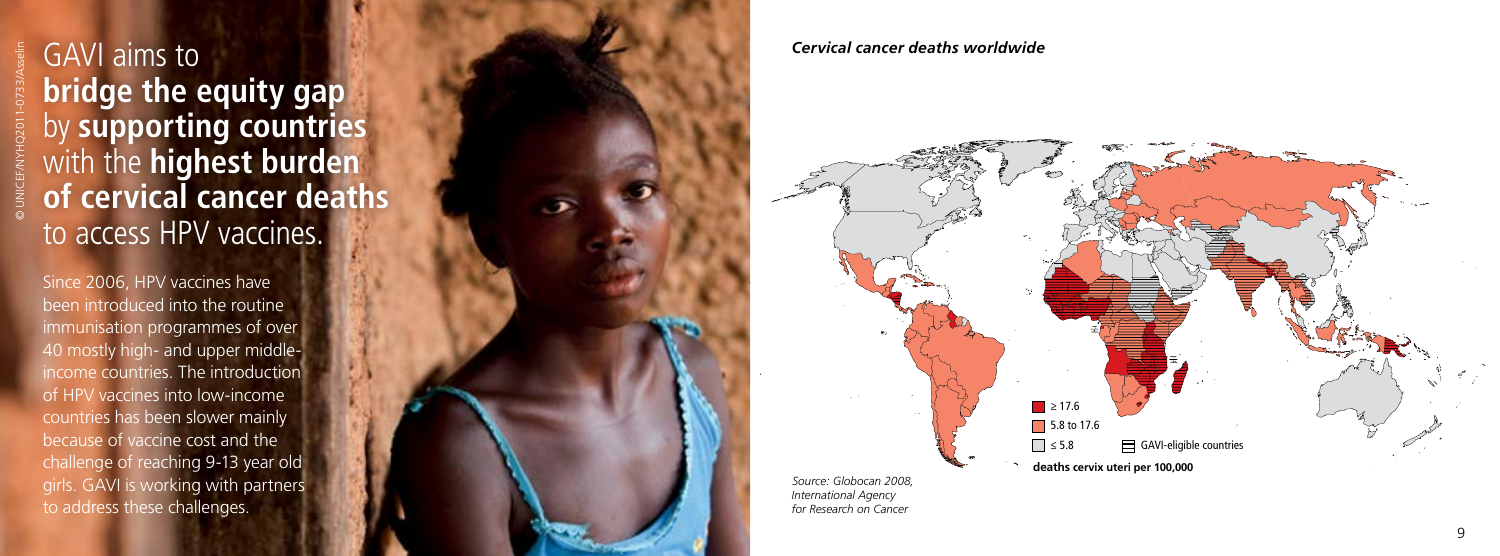© UNICEF/NYHQ2011-0733/Asselin

# GAVI aims to **bridge the equity gap** by **supporting countries** with the **highest burden of cervical cancer deaths** to access HPV vaccines.

Since 2006, HPV vaccines have been introduced into the routine immunisation programmes of over 40 mostly high- and upper middle-income countries. The introduction of HPV vaccines into low-income countries has been slower mainly because of vaccine cost and the challenge of reaching 9-13 year old girls. GAVI is working with partners to address these challenges.

***Cervical cancer deaths worldwide***

≥ 17.6
5.8 to 17.6
≤ 5.8
GAVI-eligible countries

**deaths cervix uteri per 100,000**

*Source: Globocan 2008, International Agency for Research on Cancer*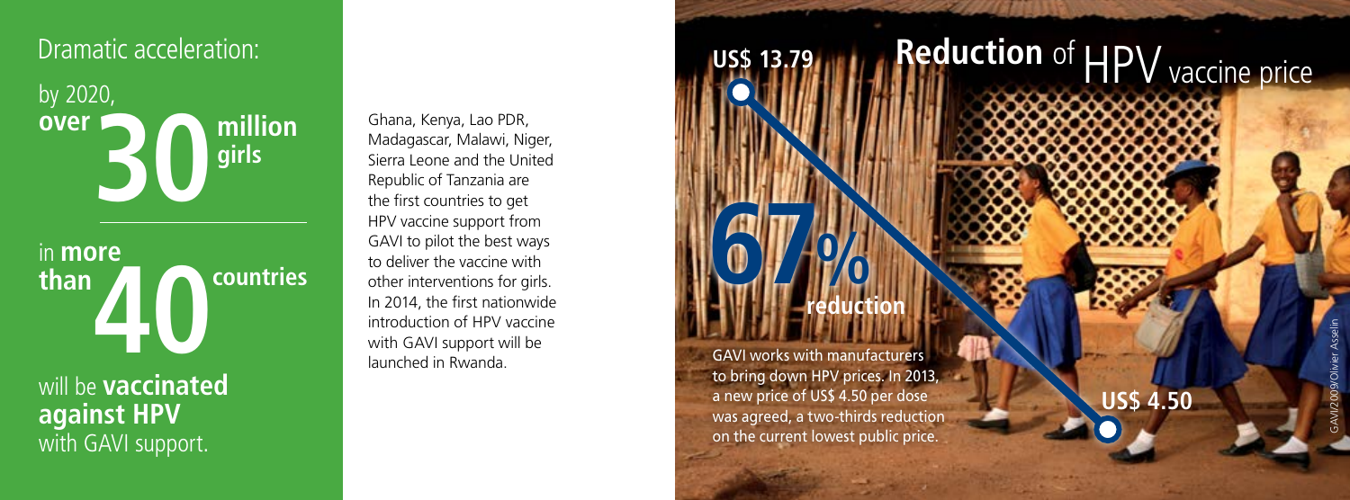## Dramatic acceleration:

by 2020, **over 30 million girls** in **more than 40 countries** will be **vaccinated against HPV** with GAVI support.

Ghana, Kenya, Lao PDR, Madagascar, Malawi, Niger, Sierra Leone and the United Republic of Tanzania are the first countries to get HPV vaccine support from GAVI to pilot the best ways to deliver the vaccine with other interventions for girls. In 2014, the first nationwide introduction of HPV vaccine with GAVI support will be launched in Rwanda.

## Reduction of HPV vaccine price

US$ 13.79

**67% reduction**

US$ 4.50

GAVI works with manufacturers to bring down HPV prices. In 2013, a new price of US$ 4.50 per dose was agreed, a two-thirds reduction on the current lowest public price.

GAVI/2009/Olivier Asselin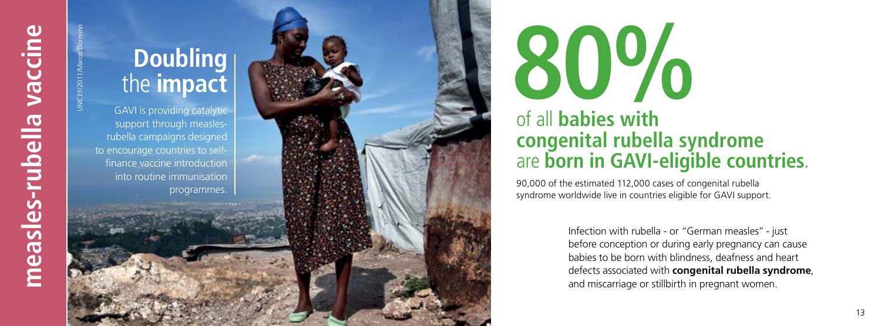# measles-rubella vaccine

## Doubling the impact

GAVI is providing catalytic support through measles-rubella campaigns designed to encourage countries to self-finance vaccine introduction into routine immunisation programmes.

UNICEF/2011/Marco Dormino

# 80%

## of all **babies with congenital rubella syndrome** are **born in GAVI-eligible countries**.

90,000 of the estimated 112,000 cases of congenital rubella syndrome worldwide live in countries eligible for GAVI support.

Infection with rubella - or "German measles" - just before conception or during early pregnancy can cause babies to be born with blindness, deafness and heart defects associated with **congenital rubella syndrome**, and miscarriage or stillbirth in pregnant women.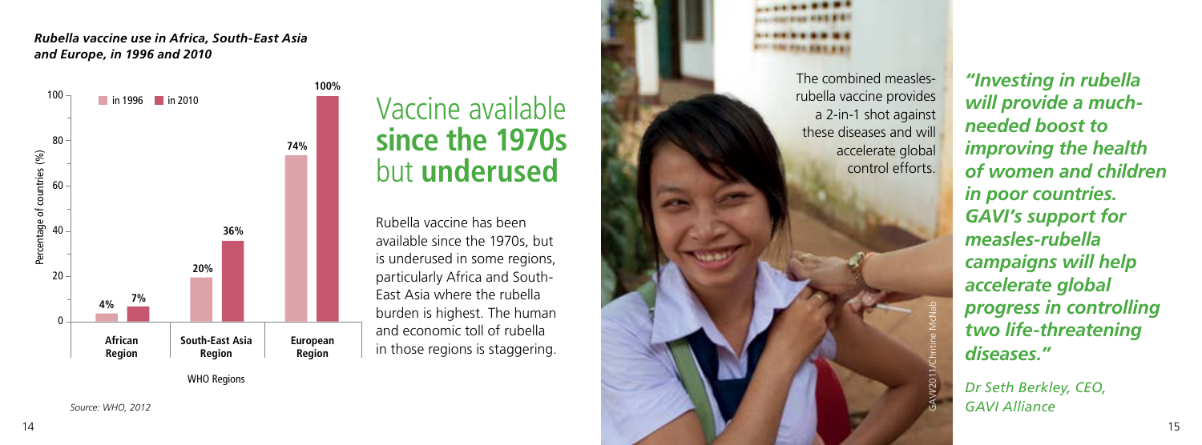***Rubella vaccine use in Africa, South-East Asia and Europe, in 1996 and 2010***

| WHO Regions | in 1996 | in 2010 |
| --- | --- | --- |
| African Region | 4% | 7% |
| South-East Asia Region | 20% | 36% |
| European Region | 74% | 100% |

Percentage of countries (%)

*Source: WHO, 2012*

# Vaccine available **since the 1970s** but **underused**

Rubella vaccine has been available since the 1970s, but is underused in some regions, particularly Africa and South-East Asia where the rubella burden is highest. The human and economic toll of rubella in those regions is staggering.

The combined measles-rubella vaccine provides a 2-in-1 shot against these diseases and will accelerate global control efforts.

GAVI/2011/Chritine McNab

***"Investing in rubella will provide a much-needed boost to improving the health of women and children in poor countries. GAVI's support for measles-rubella campaigns will help accelerate global progress in controlling two life-threatening diseases."***

*Dr Seth Berkley, CEO, GAVI Alliance*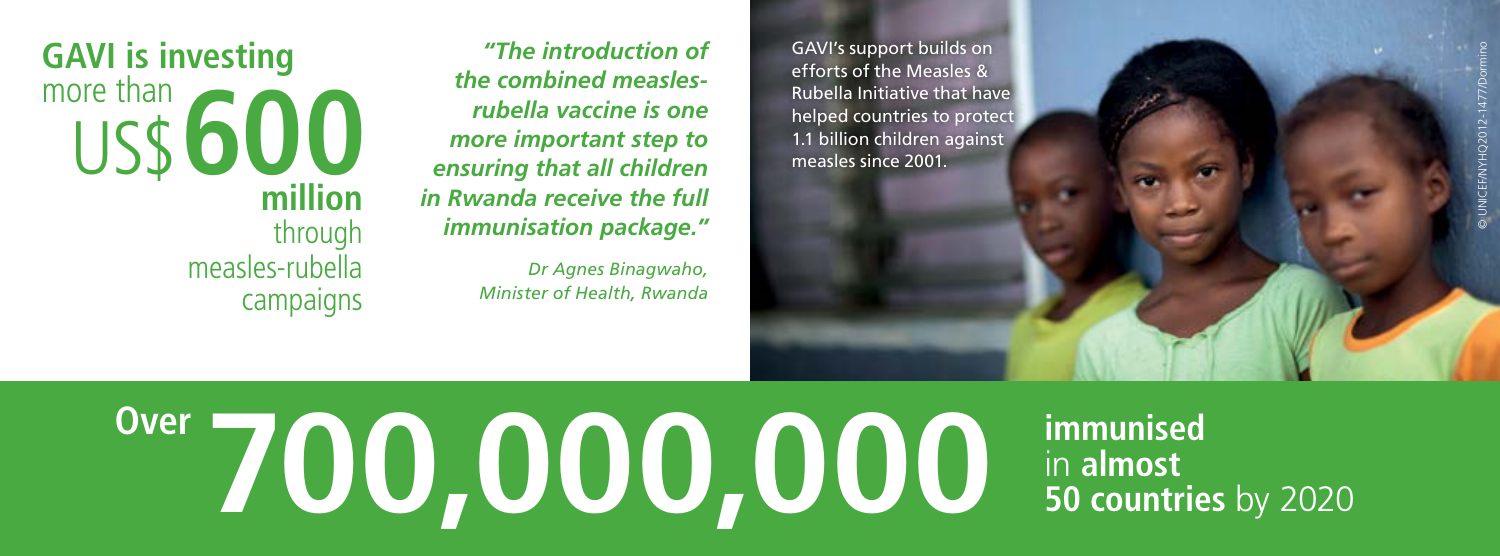**GAVI is investing** more than US$ **600 million** through measles-rubella campaigns

***"The introduction of the combined measles-rubella vaccine is one more important step to ensuring that all children in Rwanda receive the full immunisation package."***

*Dr Agnes Binagwaho, Minister of Health, Rwanda*

GAVI's support builds on efforts of the Measles & Rubella Initiative that have helped countries to protect 1.1 billion children against measles since 2001.

© UNICEF/NYHQ2012-1477/Dormino

**Over 700,000,000 immunised** in **almost 50 countries** by 2020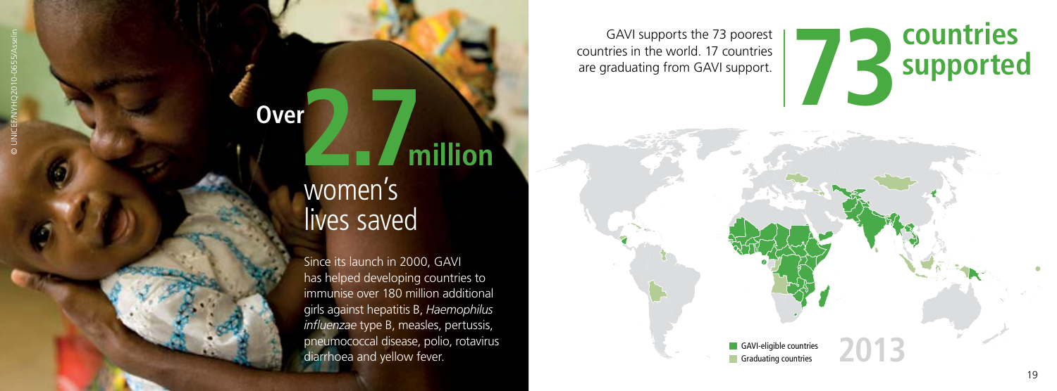# Over 2.7 million women's lives saved

Since its launch in 2000, GAVI has helped developing countries to immunise over 180 million additional girls against hepatitis B, *Haemophilus influenzae* type B, measles, pertussis, pneumococcal disease, polio, rotavirus diarrhoea and yellow fever.

GAVI supports the 73 poorest countries in the world. 17 countries are graduating from GAVI support.

# 73 countries supported

GAVI-eligible countries

Graduating countries

2013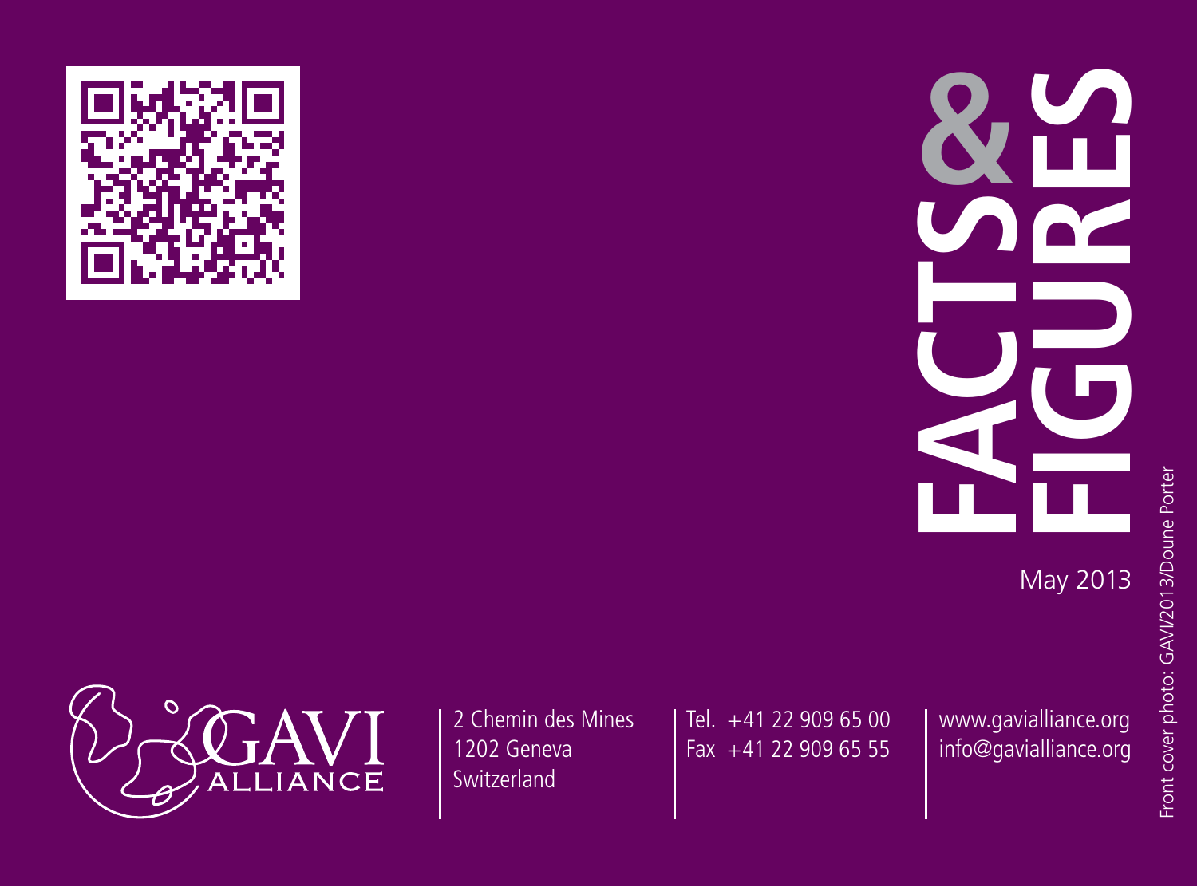# FACTS & FIGURES

May 2013

GAVI ALLIANCE

2 Chemin des Mines
1202 Geneva
Switzerland

Tel. +41 22 909 65 00
Fax +41 22 909 65 55

www.gavialliance.org
info@gavialliance.org

Front cover photo: GAVI/2013/Doune Porter